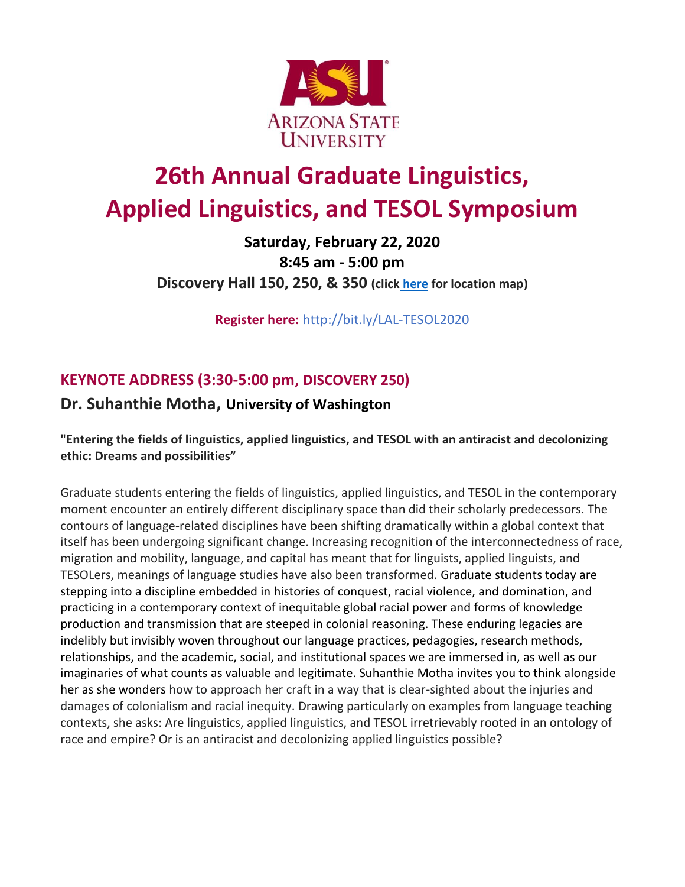# 26th Annual Graduate Linguistics, Applied Linguistics, and TESOL Symposium

**Saturday, February 22, 2020**
**8:45 am - 5:00 pm**
**Discovery Hall 150, 250, & 350 (click here for location map)**

**Register here:** http://bit.ly/LAL-TESOL2020

## KEYNOTE ADDRESS (3:30-5:00 pm, DISCOVERY 250)

### Dr. Suhanthie Motha, University of Washington

**"Entering the fields of linguistics, applied linguistics, and TESOL with an antiracist and decolonizing ethic: Dreams and possibilities"**

Graduate students entering the fields of linguistics, applied linguistics, and TESOL in the contemporary moment encounter an entirely different disciplinary space than did their scholarly predecessors. The contours of language-related disciplines have been shifting dramatically within a global context that itself has been undergoing significant change. Increasing recognition of the interconnectedness of race, migration and mobility, language, and capital has meant that for linguists, applied linguists, and TESOLers, meanings of language studies have also been transformed. Graduate students today are stepping into a discipline embedded in histories of conquest, racial violence, and domination, and practicing in a contemporary context of inequitable global racial power and forms of knowledge production and transmission that are steeped in colonial reasoning. These enduring legacies are indelibly but invisibly woven throughout our language practices, pedagogies, research methods, relationships, and the academic, social, and institutional spaces we are immersed in, as well as our imaginaries of what counts as valuable and legitimate. Suhanthie Motha invites you to think alongside her as she wonders how to approach her craft in a way that is clear-sighted about the injuries and damages of colonialism and racial inequity. Drawing particularly on examples from language teaching contexts, she asks: Are linguistics, applied linguistics, and TESOL irretrievably rooted in an ontology of race and empire? Or is an antiracist and decolonizing applied linguistics possible?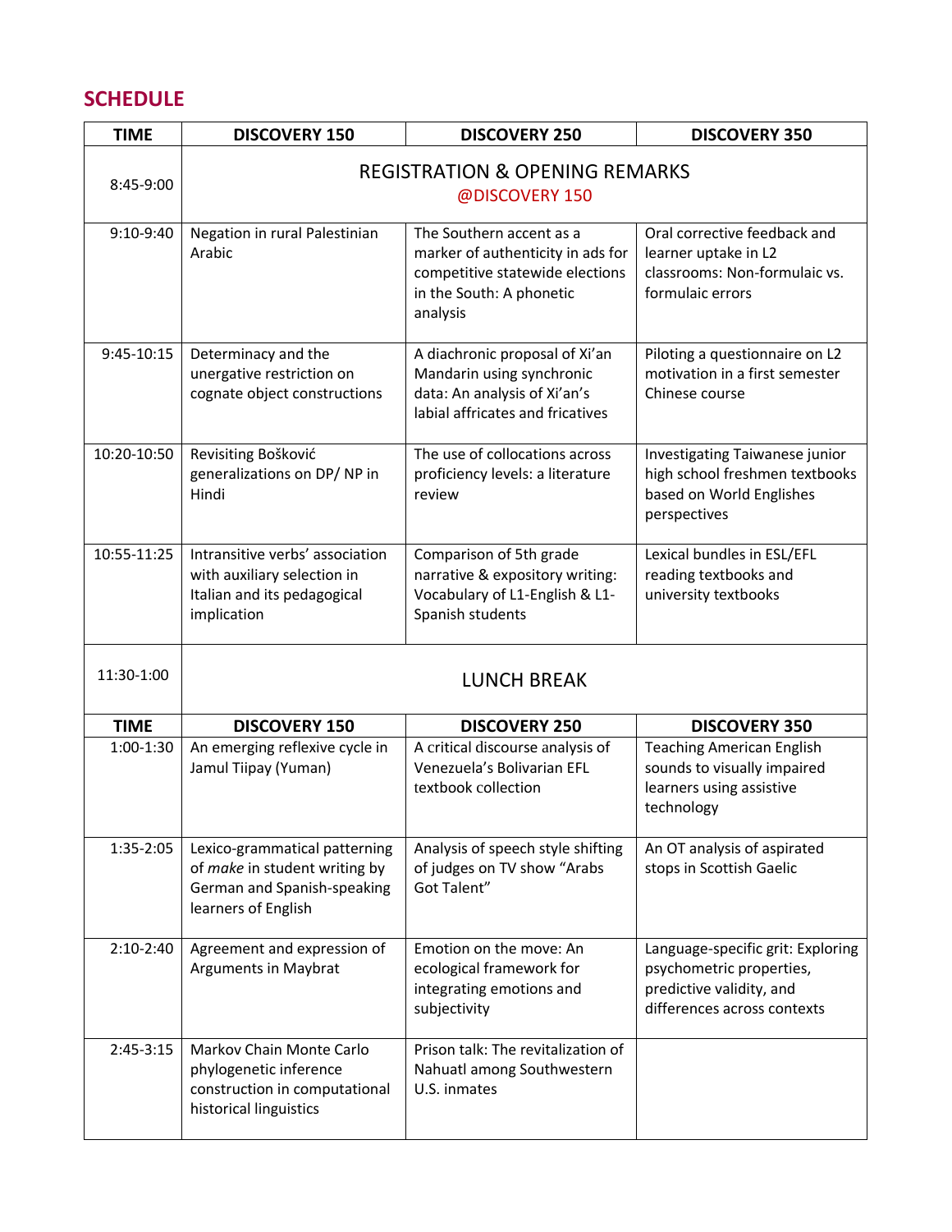## SCHEDULE

| TIME | DISCOVERY 150 | DISCOVERY 250 | DISCOVERY 350 |
|---|---|---|---|
| 8:45-9:00 | REGISTRATION & OPENING REMARKS @DISCOVERY 150 | | |
| 9:10-9:40 | Negation in rural Palestinian Arabic | The Southern accent as a marker of authenticity in ads for competitive statewide elections in the South: A phonetic analysis | Oral corrective feedback and learner uptake in L2 classrooms: Non-formulaic vs. formulaic errors |
| 9:45-10:15 | Determinacy and the unergative restriction on cognate object constructions | A diachronic proposal of Xi'an Mandarin using synchronic data: An analysis of Xi'an's labial affricates and fricatives | Piloting a questionnaire on L2 motivation in a first semester Chinese course |
| 10:20-10:50 | Revisiting Bošković generalizations on DP/ NP in Hindi | The use of collocations across proficiency levels: a literature review | Investigating Taiwanese junior high school freshmen textbooks based on World Englishes perspectives |
| 10:55-11:25 | Intransitive verbs' association with auxiliary selection in Italian and its pedagogical implication | Comparison of 5th grade narrative & expository writing: Vocabulary of L1-English & L1-Spanish students | Lexical bundles in ESL/EFL reading textbooks and university textbooks |
| 11:30-1:00 | LUNCH BREAK | | |
| **TIME** | **DISCOVERY 150** | **DISCOVERY 250** | **DISCOVERY 350** |
| 1:00-1:30 | An emerging reflexive cycle in Jamul Tiipay (Yuman) | A critical discourse analysis of Venezuela's Bolivarian EFL textbook collection | Teaching American English sounds to visually impaired learners using assistive technology |
| 1:35-2:05 | Lexico-grammatical patterning of *make* in student writing by German and Spanish-speaking learners of English | Analysis of speech style shifting of judges on TV show "Arabs Got Talent" | An OT analysis of aspirated stops in Scottish Gaelic |
| 2:10-2:40 | Agreement and expression of Arguments in Maybrat | Emotion on the move: An ecological framework for integrating emotions and subjectivity | Language-specific grit: Exploring psychometric properties, predictive validity, and differences across contexts |
| 2:45-3:15 | Markov Chain Monte Carlo phylogenetic inference construction in computational historical linguistics | Prison talk: The revitalization of Nahuatl among Southwestern U.S. inmates | |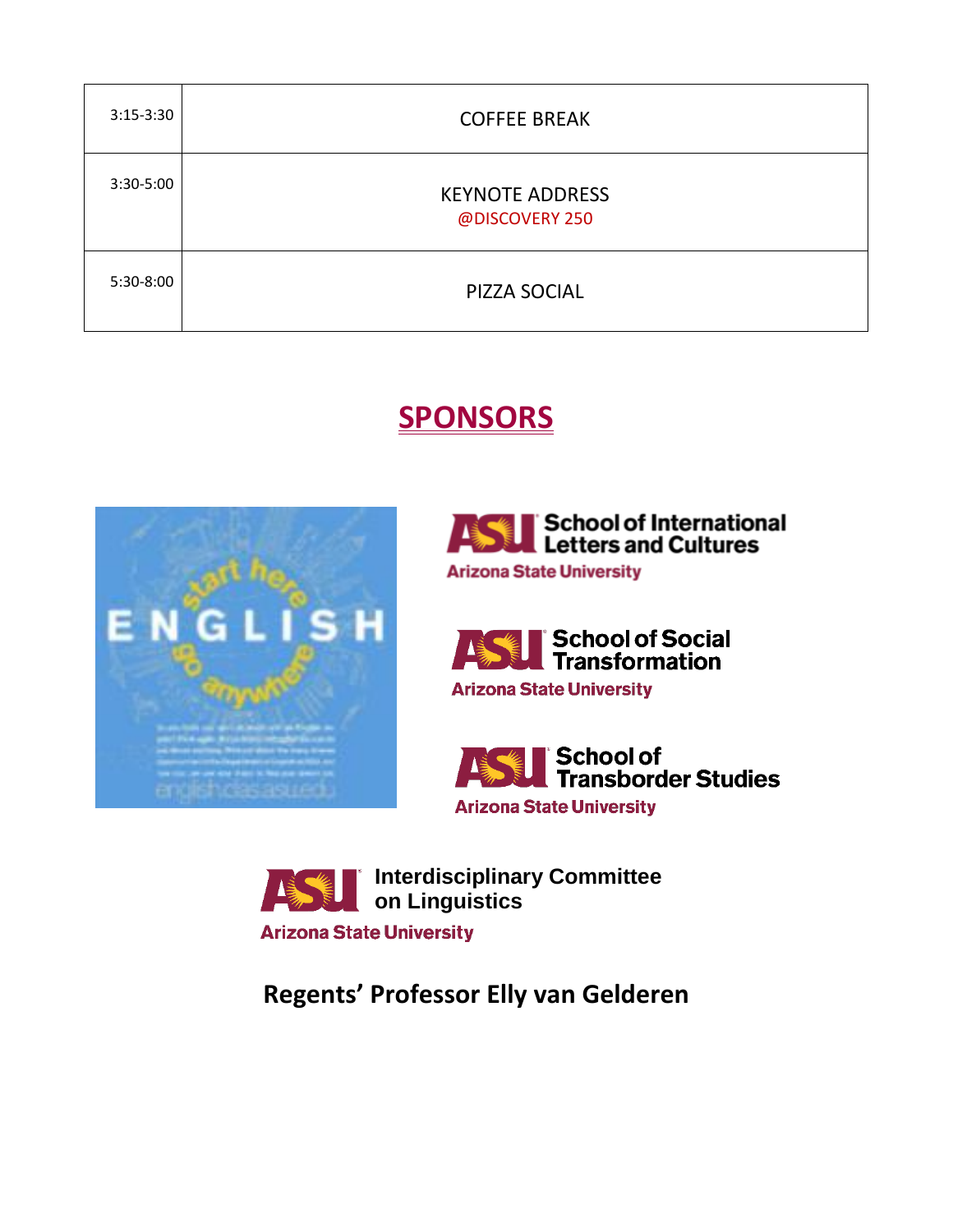| | |
|---|---|
| 3:15-3:30 | COFFEE BREAK |
| 3:30-5:00 | KEYNOTE ADDRESS<br>@DISCOVERY 250 |
| 5:30-8:00 | PIZZA SOCIAL |

## SPONSORS

ENGLISH start here go anywhere

englishclas.asu.edu

ASU School of International Letters and Cultures
Arizona State University

ASU School of Social Transformation
Arizona State University

ASU School of Transborder Studies
Arizona State University

ASU Interdisciplinary Committee on Linguistics
Arizona State University

**Regents' Professor Elly van Gelderen**